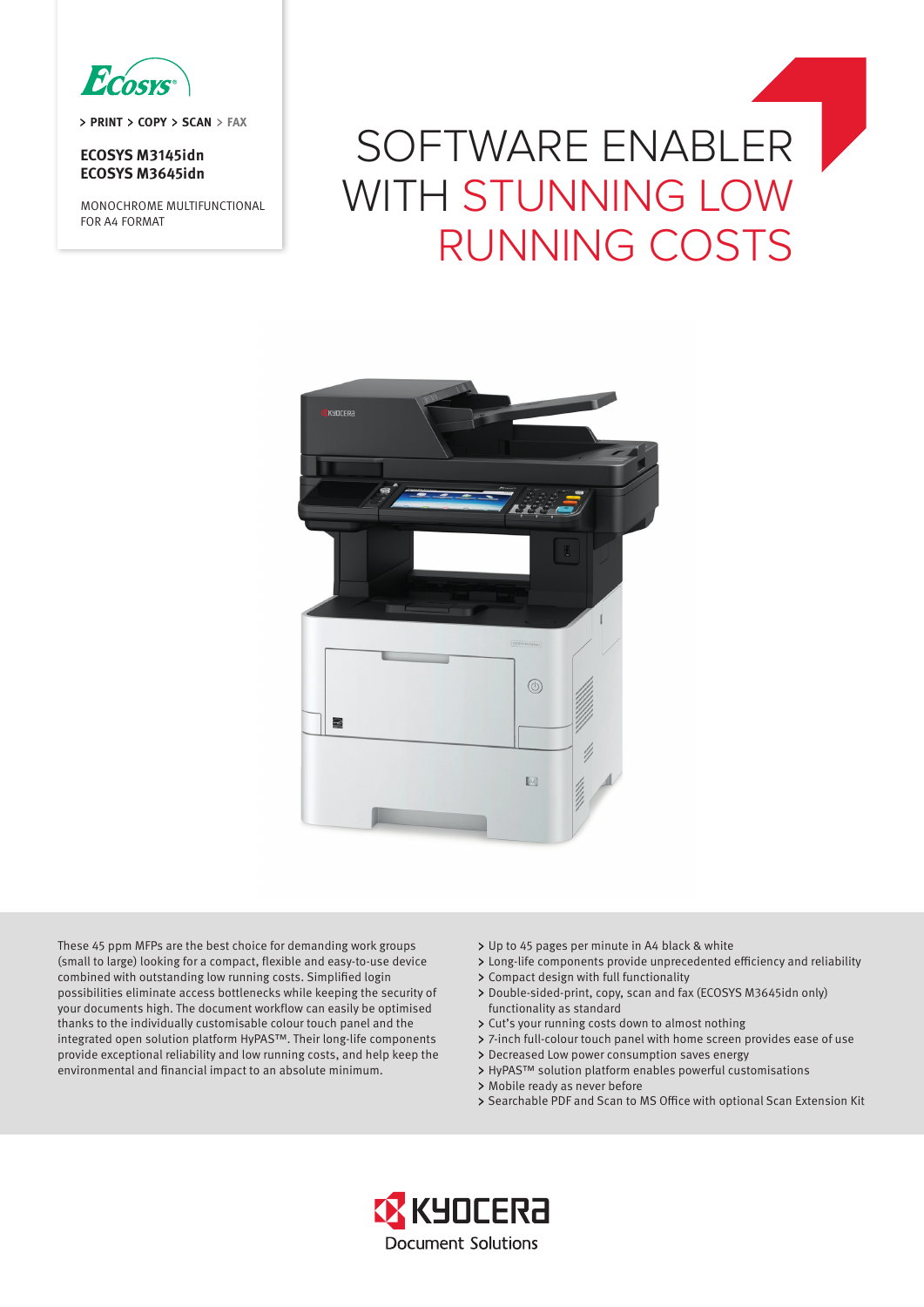> PRINT > COPY > SCAN > FAX

**ECOSYS M3145idn**
**ECOSYS M3645idn**

MONOCHROME MULTIFUNCTIONAL FOR A4 FORMAT

# SOFTWARE ENABLER WITH STUNNING LOW RUNNING COSTS

These 45 ppm MFPs are the best choice for demanding work groups (small to large) looking for a compact, flexible and easy-to-use device combined with outstanding low running costs. Simplified login possibilities eliminate access bottlenecks while keeping the security of your documents high. The document workflow can easily be optimised thanks to the individually customisable colour touch panel and the integrated open solution platform HyPAS™. Their long-life components provide exceptional reliability and low running costs, and help keep the environmental and financial impact to an absolute minimum.

- Up to 45 pages per minute in A4 black & white
- Long-life components provide unprecedented efficiency and reliability
- Compact design with full functionality
- Double-sided-print, copy, scan and fax (ECOSYS M3645idn only) functionality as standard
- Cut's your running costs down to almost nothing
- 7-inch full-colour touch panel with home screen provides ease of use
- Decreased Low power consumption saves energy
- HyPAS™ solution platform enables powerful customisations
- Mobile ready as never before
- Searchable PDF and Scan to MS Office with optional Scan Extension Kit

KYOCERA Document Solutions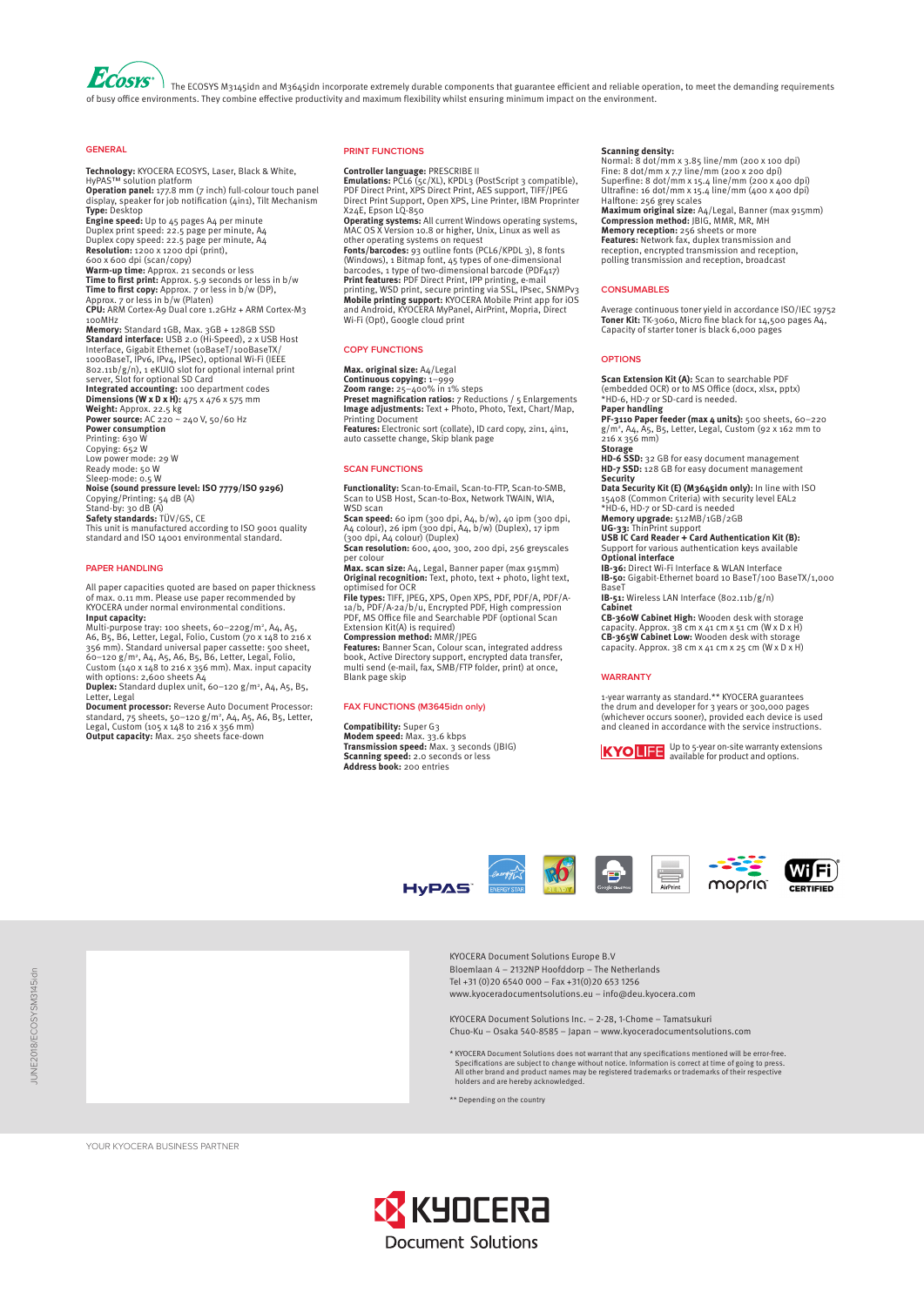ECOSYS The ECOSYS M3145idn and M3645idn incorporate extremely durable components that guarantee efficient and reliable operation, to meet the demanding requirements of busy office environments. They combine effective productivity and maximum flexibility whilst ensuring minimum impact on the environment.

## GENERAL

**Technology:** KYOCERA ECOSYS, Laser, Black & White, HyPAS™ solution platform
**Operation panel:** 177.8 mm (7 inch) full-colour touch panel display, speaker for job notification (4in1), Tilt Mechanism
**Type:** Desktop
**Engine speed:** Up to 45 pages A4 per minute
Duplex print speed: 22.5 page per minute, A4
Duplex copy speed: 22.5 page per minute, A4
**Resolution:** 1200 x 1200 dpi (print),
600 x 600 dpi (scan/copy)
**Warm-up time:** Approx. 21 seconds or less
**Time to first print:** Approx. 5.9 seconds or less in b/w
**Time to first copy:** Approx. 7 or less in b/w (DP),
Approx. 7 or less in b/w (Platen)
**CPU:** ARM Cortex-A9 Dual core 1.2GHz + ARM Cortex-M3 100MHz
**Memory:** Standard 1GB, Max. 3GB + 128GB SSD
**Standard interface:** USB 2.0 (Hi-Speed), 2 x USB Host Interface, Gigabit Ethernet (10BaseT/100BaseTX/1000BaseT, IPv6, IPv4, IPSec), optional Wi-Fi (IEEE 802.11b/g/n), 1 eKUIO slot for optional internal print server, Slot for optional SD Card
**Integrated accounting:** 100 department codes
**Dimensions (W x D x H):** 475 x 476 x 575 mm
**Weight:** Approx. 22.5 kg
**Power source:** AC 220 ~ 240 V, 50/60 Hz
**Power consumption**
Printing: 630 W
Copying: 652 W
Low power mode: 29 W
Ready mode: 50 W
Sleep-mode: 0.5 W
**Noise (sound pressure level: ISO 7779/ISO 9296)**
Copying/Printing: 54 dB (A)
Stand-by: 30 dB (A)
**Safety standards:** TÜV/GS, CE
This unit is manufactured according to ISO 9001 quality standard and ISO 14001 environmental standard.

## PAPER HANDLING

All paper capacities quoted are based on paper thickness of max. 0.11 mm. Please use paper recommended by KYOCERA under normal environmental conditions.
**Input capacity:**
Multi-purpose tray: 100 sheets, 60–220g/m², A4, A5, A6, B5, B6, Letter, Legal, Folio, Custom (70 x 148 to 216 x 356 mm). Standard universal paper cassette: 500 sheet, 60–120 g/m², A4, A5, A6, B5, B6, Letter, Legal, Folio, Custom (140 x 148 to 216 x 356 mm). Max. input capacity with options: 2,600 sheets A4
**Duplex:** Standard duplex unit, 60–120 g/m², A4, A5, B5, Letter, Legal
**Document processor:** Reverse Auto Document Processor: standard, 75 sheets, 50–120 g/m², A4, A5, A6, B5, Letter, Legal, Custom (105 x 148 to 216 x 356 mm)
**Output capacity:** Max. 250 sheets face-down

## PRINT FUNCTIONS

**Controller language:** PRESCRIBE II
**Emulations:** PCL6 (5c/XL), KPDL3 (PostScript 3 compatible), PDF Direct Print, XPS Direct Print, AES support, TIFF/JPEG Direct Print Support, Open XPS, Line Printer, IBM Proprinter X24E, Epson LQ-850
**Operating systems:** All current Windows operating systems, MAC OS X Version 10.8 or higher, Unix, Linux as well as other operating systems on request
**Fonts/barcodes:** 93 outline fonts (PCL6/KPDL 3), 8 fonts (Windows), 1 Bitmap font, 45 types of one-dimensional barcodes, 1 type of two-dimensional barcode (PDF417)
**Print features:** PDF Direct Print, IPP printing, e-mail printing, WSD print, secure printing via SSL, IPsec, SNMPv3
**Mobile printing support:** KYOCERA Mobile Print app for iOS and Android, KYOCERA MyPanel, AirPrint, Mopria, Direct Wi-Fi (Opt), Google cloud print

## COPY FUNCTIONS

**Max. original size:** A4/Legal
**Continuous copying:** 1–999
**Zoom range:** 25–400% in 1% steps
**Preset magnification ratios:** 7 Reductions / 5 Enlargements
**Image adjustments:** Text + Photo, Photo, Text, Chart/Map, Printing Document
**Features:** Electronic sort (collate), ID card copy, 2in1, 4in1, auto cassette change, Skip blank page

## SCAN FUNCTIONS

**Functionality:** Scan-to-Email, Scan-to-FTP, Scan-to-SMB, Scan to USB Host, Scan-to-Box, Network TWAIN, WIA, WSD scan
**Scan speed:** 60 ipm (300 dpi, A4, b/w), 40 ipm (300 dpi, A4 colour), 26 ipm (300 dpi, A4, b/w) (Duplex), 17 ipm (300 dpi, A4 colour) (Duplex)
**Scan resolution:** 600, 400, 300, 200 dpi, 256 greyscales per colour
**Max. scan size:** A4, Legal, Banner paper (max 915mm)
**Original recognition:** Text, photo, text + photo, light text, optimised for OCR
**File types:** TIFF, JPEG, XPS, Open XPS, PDF, PDF/A, PDF/A-1a/b, PDF/A-2a/b/u, Encrypted PDF, High compression PDF, MS Office file and Searchable PDF (optional Scan Extension Kit(A) is required)
**Compression method:** MMR/JPEG
**Features:** Banner Scan, Colour scan, integrated address book, Active Directory support, encrypted data transfer, multi send (e-mail, fax, SMB/FTP folder, print) at once, Blank page skip

## FAX FUNCTIONS (M3645idn only)

**Compatibility:** Super G3
**Modem speed:** Max. 33.6 kbps
**Transmission speed:** Max. 3 seconds (JBIG)
**Scanning speed:** 2.0 seconds or less
**Address book:** 200 entries
**Scanning density:**
Normal: 8 dot/mm x 3.85 line/mm (200 x 100 dpi)
Fine: 8 dot/mm x 7.7 line/mm (200 x 200 dpi)
Superfine: 8 dot/mm x 15.4 line/mm (200 x 400 dpi)
Ultrafine: 16 dot/mm x 15.4 line/mm (400 x 400 dpi)
Halftone: 256 grey scales
**Maximum original size:** A4/Legal, Banner (max 915mm)
**Compression method:** JBIG, MMR, MR, MH
**Memory reception:** 256 sheets or more
**Features:** Network fax, duplex transmission and reception, encrypted transmission and reception, polling transmission and reception, broadcast

## CONSUMABLES

Average continuous toner yield in accordance ISO/IEC 19752
**Toner Kit:** TK-3060, Micro fine black for 14,500 pages A4, Capacity of starter toner is black 6,000 pages

## OPTIONS

**Scan Extension Kit (A):** Scan to searchable PDF (embedded OCR) or to MS Office (docx, xlsx, pptx)
*HD-6, HD-7 or SD-card is needed.
**Paper handling**
**PF-3110 Paper feeder (max 4 units):** 500 sheets, 60–220 g/m², A4, A5, B5, Letter, Legal, Custom (92 x 162 mm to 216 x 356 mm)
**Storage**
**HD-6 SSD:** 32 GB for easy document management
**HD-7 SSD:** 128 GB for easy document management
**Security**
**Data Security Kit (E) (M3645idn only):** In line with ISO 15408 (Common Criteria) with security level EAL2
*HD-6, HD-7 or SD-card is needed
**Memory upgrade:** 512MB/1GB/2GB
**UG-33:** ThinPrint support
**USB IC Card Reader + Card Authentication Kit (B):** Support for various authentication keys available
**Optional interface**
**IB-36:** Direct Wi-Fi Interface & WLAN Interface
**IB-50:** Gigabit-Ethernet board 10 BaseT/100 BaseTX/1,000 BaseT
**IB-51:** Wireless LAN Interface (802.11b/g/n)
**Cabinet**
**CB-360W Cabinet High:** Wooden desk with storage capacity. Approx. 38 cm x 41 cm x 51 cm (W x D x H)
**CB-365W Cabinet Low:** Wooden desk with storage capacity. Approx. 38 cm x 41 cm x 25 cm (W x D x H)

## WARRANTY

1-year warranty as standard.** KYOCERA guarantees the drum and developer for 3 years or 300,000 pages (whichever occurs sooner), provided each device is used and cleaned in accordance with the service instructions.

KYOLIFE Up to 5-year on-site warranty extensions available for product and options.

HyPAS ENERGY STAR Google Cloud Print AirPrint mopria Wi-Fi CERTIFIED

KYOCERA Document Solutions Europe B.V
Bloemlaan 4 – 2132NP Hoofddorp – The Netherlands
Tel +31 (0)20 6540 000 – Fax +31(0)20 653 1256
www.kyoceradocumentsolutions.eu – info@deu.kyocera.com

KYOCERA Document Solutions Inc. – 2-28, 1-Chome – Tamatsukuri
Chuo-Ku – Osaka 540-8585 – Japan – www.kyoceradocumentsolutions.com

* KYOCERA Document Solutions does not warrant that any specifications mentioned will be error-free. Specifications are subject to change without notice. Information is correct at time of going to press. All other brand and product names may be registered trademarks or trademarks of their respective holders and are hereby acknowledged.

** Depending on the country

JUNE2018/ECOSYSM3145idn

YOUR KYOCERA BUSINESS PARTNER

KYOCERA Document Solutions